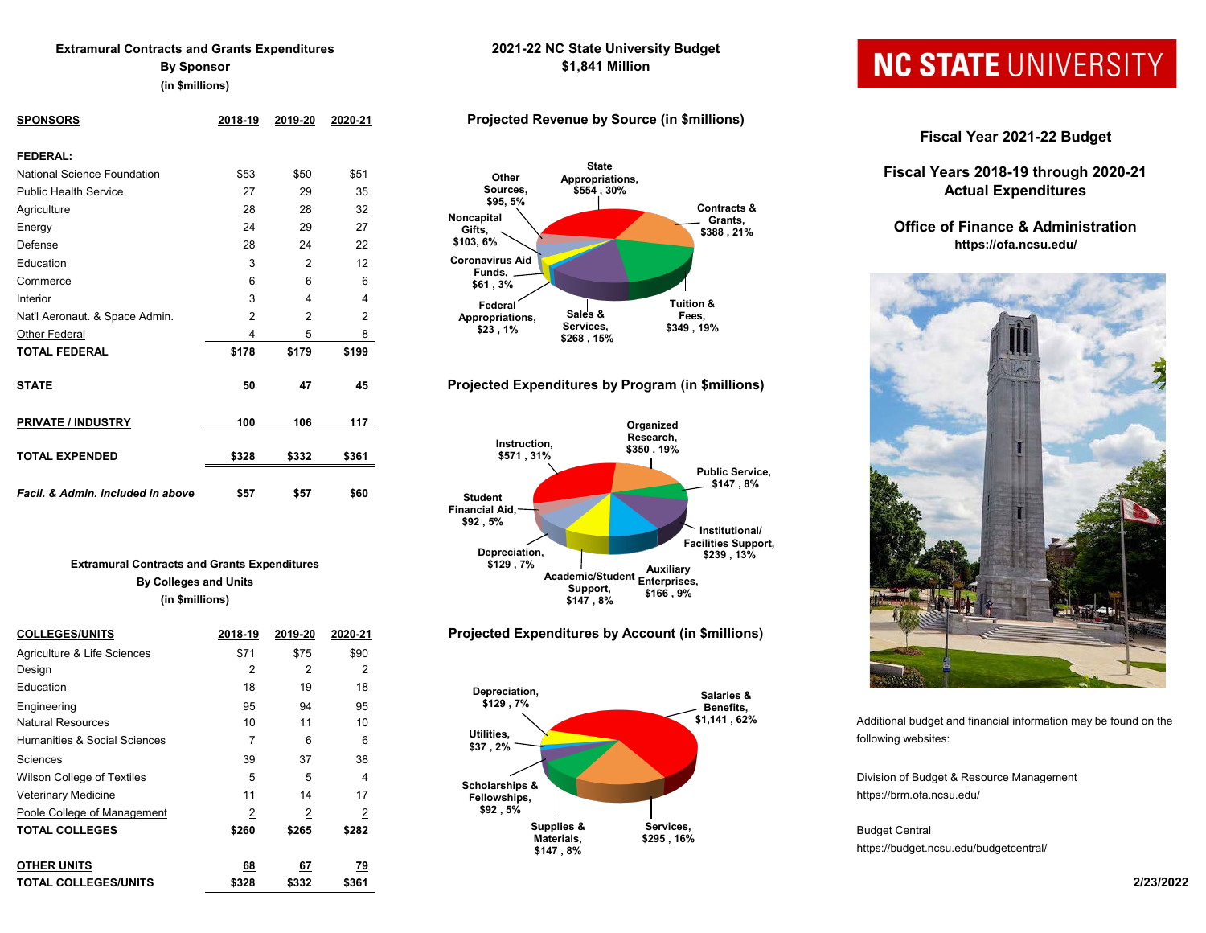### Extramural Contracts and Grants Expenditures
### By Sponsor
### (in $millions)

| SPONSORS | 2018-19 | 2019-20 | 2020-21 |
|---|---|---|---|
| **FEDERAL:** | | | |
| National Science Foundation | $53 | $50 | $51 |
| Public Health Service | 27 | 29 | 35 |
| Agriculture | 28 | 28 | 32 |
| Energy | 24 | 29 | 27 |
| Defense | 28 | 24 | 22 |
| Education | 3 | 2 | 12 |
| Commerce | 6 | 6 | 6 |
| Interior | 3 | 4 | 4 |
| Nat'l Aeronaut. & Space Admin. | 2 | 2 | 2 |
| Other Federal | 4 | 5 | 8 |
| **TOTAL FEDERAL** | **$178** | **$179** | **$199** |
| **STATE** | **50** | **47** | **45** |
| **PRIVATE / INDUSTRY** | **100** | **106** | **117** |
| **TOTAL EXPENDED** | **$328** | **$332** | **$361** |
| ***Facil. & Admin. included in above*** | **$57** | **$57** | **$60** |

### Extramural Contracts and Grants Expenditures
### By Colleges and Units
### (in $millions)

| COLLEGES/UNITS | 2018-19 | 2019-20 | 2020-21 |
|---|---|---|---|
| Agriculture & Life Sciences | $71 | $75 | $90 |
| Design | 2 | 2 | 2 |
| Education | 18 | 19 | 18 |
| Engineering | 95 | 94 | 95 |
| Natural Resources | 10 | 11 | 10 |
| Humanities & Social Sciences | 7 | 6 | 6 |
| Sciences | 39 | 37 | 38 |
| Wilson College of Textiles | 5 | 5 | 4 |
| Veterinary Medicine | 11 | 14 | 17 |
| Poole College of Management | 2 | 2 | 2 |
| **TOTAL COLLEGES** | **$260** | **$265** | **$282** |
| **OTHER UNITS** | **68** | **67** | **79** |
| **TOTAL COLLEGES/UNITS** | **$328** | **$332** | **$361** |

## 2021-22 NC State University Budget
## $1,841 Million

### Projected Revenue by Source (in $millions)

State Appropriations, $554 , 30%
Contracts & Grants, $388 , 21%
Tuition & Fees, $349 , 19%
Sales & Services, $268 , 15%
Federal Appropriations, $23 , 1%
Coronavirus Aid Funds, $61 , 3%
Noncapital Gifts, $103, 6%
Other Sources, $95, 5%

### Projected Expenditures by Program (in $millions)

Instruction, $571 , 31%
Organized Research, $350 , 19%
Public Service, $147 , 8%
Institutional/ Facilities Support, $239 , 13%
Auxiliary Enterprises, $166 , 9%
Academic/Student Support, $147 , 8%
Depreciation, $129 , 7%
Student Financial Aid, $92 , 5%

### Projected Expenditures by Account (in $millions)

Salaries & Benefits, $1,141 , 62%
Services, $295 , 16%
Supplies & Materials, $147 , 8%
Scholarships & Fellowships, $92 , 5%
Utilities, $37 , 2%
Depreciation, $129 , 7%

# NC STATE UNIVERSITY

## Fiscal Year 2021-22 Budget

## Fiscal Years 2018-19 through 2020-21 Actual Expenditures

## Office of Finance & Administration
**https://ofa.ncsu.edu/**

Additional budget and financial information may be found on the following websites:

Division of Budget & Resource Management
https://brm.ofa.ncsu.edu/

Budget Central
https://budget.ncsu.edu/budgetcentral/

**2/23/2022**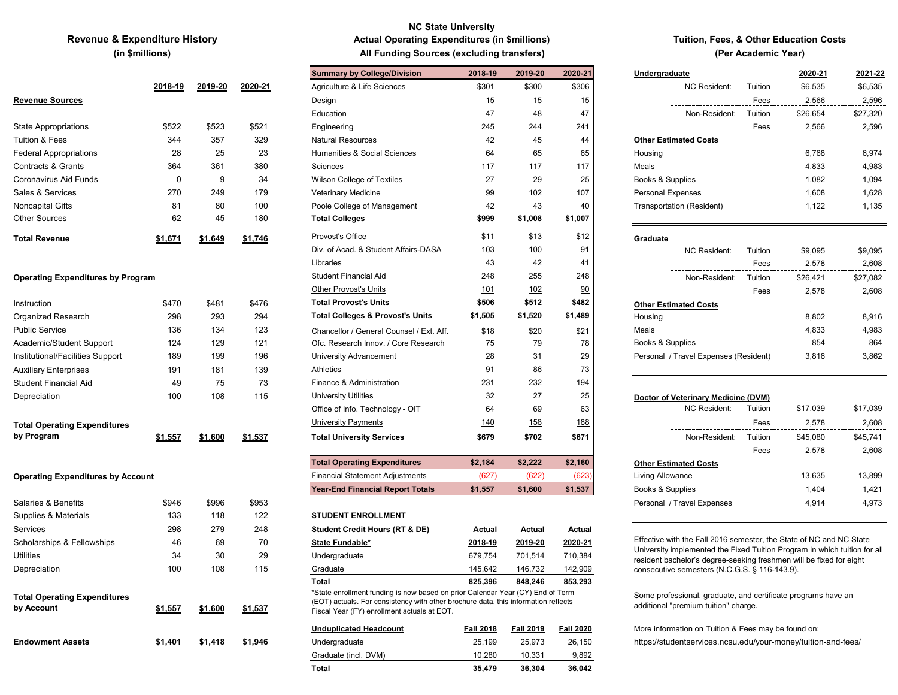## Revenue & Expenditure History
### (in $millions)

| | 2018-19 | 2019-20 | 2020-21 |
|---|---|---|---|
| **Revenue Sources** | | | |
| State Appropriations | $522 | $523 | $521 |
| Tuition & Fees | 344 | 357 | 329 |
| Federal Appropriations | 28 | 25 | 23 |
| Contracts & Grants | 364 | 361 | 380 |
| Coronavirus Aid Funds | 0 | 9 | 34 |
| Sales & Services | 270 | 249 | 179 |
| Noncapital Gifts | 81 | 80 | 100 |
| Other Sources | 62 | 45 | 180 |
| **Total Revenue** | **$1,671** | **$1,649** | **$1,746** |
| **Operating Expenditures by Program** | | | |
| Instruction | $470 | $481 | $476 |
| Organized Research | 298 | 293 | 294 |
| Public Service | 136 | 134 | 123 |
| Academic/Student Support | 124 | 129 | 121 |
| Institutional/Facilities Support | 189 | 199 | 196 |
| Auxiliary Enterprises | 191 | 181 | 139 |
| Student Financial Aid | 49 | 75 | 73 |
| Depreciation | 100 | 108 | 115 |
| **Total Operating Expenditures by Program** | **$1,557** | **$1,600** | **$1,537** |
| **Operating Expenditures by Account** | | | |
| Salaries & Benefits | $946 | $996 | $953 |
| Supplies & Materials | 133 | 118 | 122 |
| Services | 298 | 279 | 248 |
| Scholarships & Fellowships | 46 | 69 | 70 |
| Utilities | 34 | 30 | 29 |
| Depreciation | 100 | 108 | 115 |
| **Total Operating Expenditures by Account** | **$1,557** | **$1,600** | **$1,537** |
| **Endowment Assets** | **$1,401** | **$1,418** | **$1,946** |

## NC State University
## Actual Operating Expenditures (in $millions)
## All Funding Sources (excluding transfers)

| Summary by College/Division | 2018-19 | 2019-20 | 2020-21 |
|---|---|---|---|
| Agriculture & Life Sciences | $301 | $300 | $306 |
| Design | 15 | 15 | 15 |
| Education | 47 | 48 | 47 |
| Engineering | 245 | 244 | 241 |
| Natural Resources | 42 | 45 | 44 |
| Humanities & Social Sciences | 64 | 65 | 65 |
| Sciences | 117 | 117 | 117 |
| Wilson College of Textiles | 27 | 29 | 25 |
| Veterinary Medicine | 99 | 102 | 107 |
| Poole College of Management | 42 | 43 | 40 |
| **Total Colleges** | **$999** | **$1,008** | **$1,007** |
| Provost's Office | $11 | $13 | $12 |
| Div. of Acad. & Student Affairs-DASA | 103 | 100 | 91 |
| Libraries | 43 | 42 | 41 |
| Student Financial Aid | 248 | 255 | 248 |
| Other Provost's Units | 101 | 102 | 90 |
| **Total Provost's Units** | **$506** | **$512** | **$482** |
| **Total Colleges & Provost's Units** | **$1,505** | **$1,520** | **$1,489** |
| Chancellor / General Counsel / Ext. Aff. | $18 | $20 | $21 |
| Ofc. Research Innov. / Core Research | 75 | 79 | 78 |
| University Advancement | 28 | 31 | 29 |
| Athletics | 91 | 86 | 73 |
| Finance & Administration | 231 | 232 | 194 |
| University Utilities | 32 | 27 | 25 |
| Office of Info. Technology - OIT | 64 | 69 | 63 |
| University Payments | 140 | 158 | 188 |
| **Total University Services** | **$679** | **$702** | **$671** |
| **Total Operating Expenditures** | **$2,184** | **$2,222** | **$2,160** |
| Financial Statement Adjustments | (627) | (622) | (623) |
| **Year-End Financial Report Totals** | **$1,557** | **$1,600** | **$1,537** |

### STUDENT ENROLLMENT

| Student Credit Hours (RT & DE) State Fundable* | Actual 2018-19 | Actual 2019-20 | Actual 2020-21 |
|---|---|---|---|
| Undergraduate | 679,754 | 701,514 | 710,384 |
| Graduate | 145,642 | 146,732 | 142,909 |
| **Total** | **825,396** | **848,246** | **853,293** |

*State enrollment funding is now based on prior Calendar Year (CY) End of Term (EOT) actuals. For consistency with other brochure data, this information reflects Fiscal Year (FY) enrollment actuals at EOT.

| Unduplicated Headcount | Fall 2018 | Fall 2019 | Fall 2020 |
|---|---|---|---|
| Undergraduate | 25,199 | 25,973 | 26,150 |
| Graduate (incl. DVM) | 10,280 | 10,331 | 9,892 |
| **Total** | **35,479** | **36,304** | **36,042** |

## Tuition, Fees, & Other Education Costs
### (Per Academic Year)

| **Undergraduate** | | 2020-21 | 2021-22 |
|---|---|---|---|
| NC Resident: | Tuition | $6,535 | $6,535 |
| | Fees | 2,566 | 2,596 |
| Non-Resident: | Tuition | $26,654 | $27,320 |
| | Fees | 2,566 | 2,596 |
| **Other Estimated Costs** | | | |
| Housing | | 6,768 | 6,974 |
| Meals | | 4,833 | 4,983 |
| Books & Supplies | | 1,082 | 1,094 |
| Personal Expenses | | 1,608 | 1,628 |
| Transportation (Resident) | | 1,122 | 1,135 |

| **Graduate** | | | |
|---|---|---|---|
| NC Resident: | Tuition | $9,095 | $9,095 |
| | Fees | 2,578 | 2,608 |
| Non-Resident: | Tuition | $26,421 | $27,082 |
| | Fees | 2,578 | 2,608 |
| **Other Estimated Costs** | | | |
| Housing | | 8,802 | 8,916 |
| Meals | | 4,833 | 4,983 |
| Books & Supplies | | 854 | 864 |
| Personal / Travel Expenses (Resident) | | 3,816 | 3,862 |

| **Doctor of Veterinary Medicine (DVM)** | | | |
|---|---|---|---|
| NC Resident: | Tuition | $17,039 | $17,039 |
| | Fees | 2,578 | 2,608 |
| Non-Resident: | Tuition | $45,080 | $45,741 |
| | Fees | 2,578 | 2,608 |
| **Other Estimated Costs** | | | |
| Living Allowance | | 13,635 | 13,899 |
| Books & Supplies | | 1,404 | 1,421 |
| Personal / Travel Expenses | | 4,914 | 4,973 |

Effective with the Fall 2016 semester, the State of NC and NC State University implemented the Fixed Tuition Program in which tuition for all resident bachelor's degree-seeking freshmen will be fixed for eight consecutive semesters (N.C.G.S. § 116-143.9).

Some professional, graduate, and certificate programs have an additional "premium tuition" charge.

More information on Tuition & Fees may be found on:
https://studentservices.ncsu.edu/your-money/tuition-and-fees/